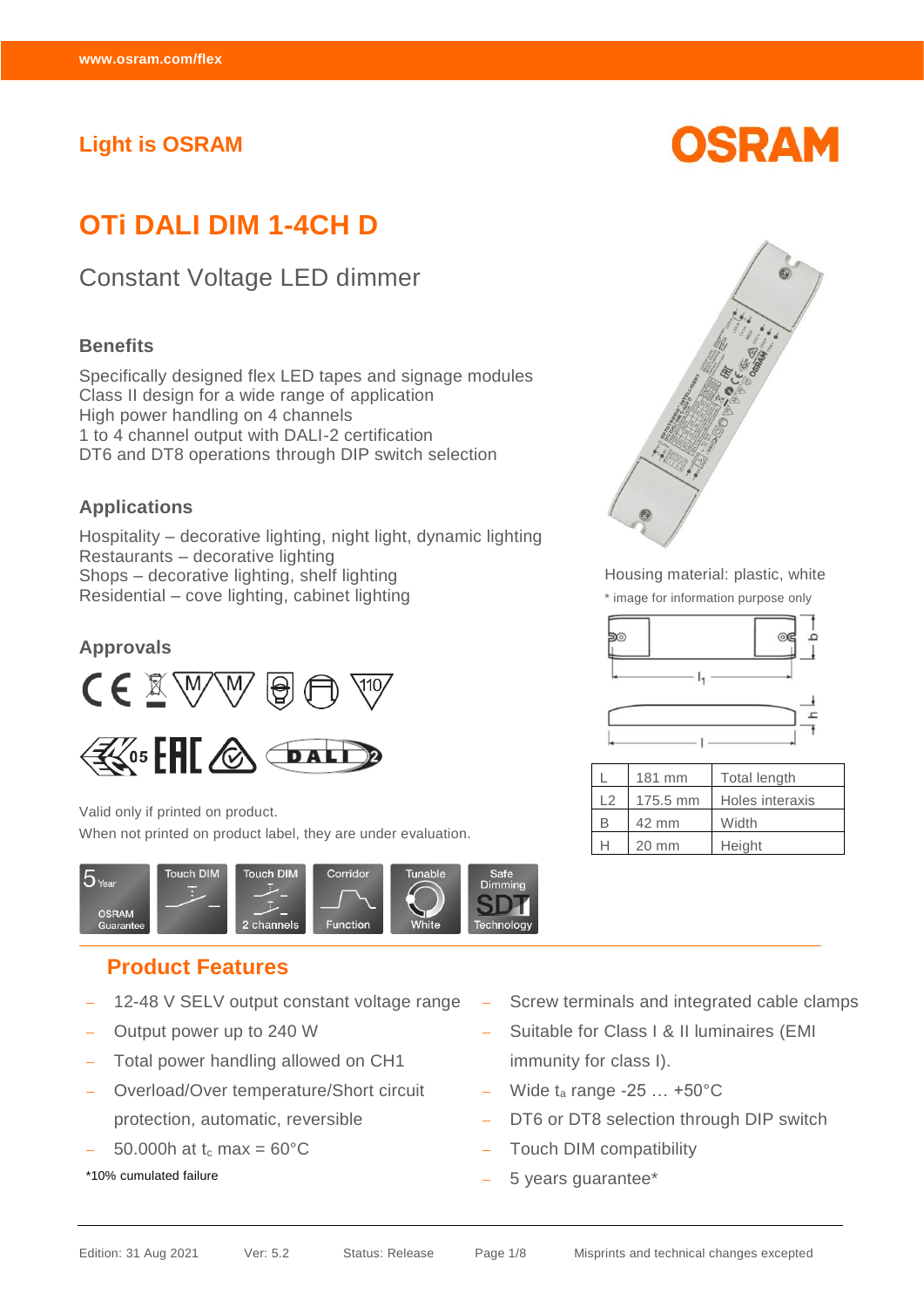www.osram.com/flex

Light is OSRAM

# OTi DALI DIM 1-4CH D

## Constant Voltage LED dimmer

### Benefits

Specifically designed flex LED tapes and signage modules
Class II design for a wide range of application
High power handling on 4 channels
1 to 4 channel output with DALI-2 certification
DT6 and DT8 operations through DIP switch selection

### Applications

Hospitality – decorative lighting, night light, dynamic lighting
Restaurants – decorative lighting
Shops – decorative lighting, shelf lighting
Residential – cove lighting, cabinet lighting

### Approvals

Valid only if printed on product.
When not printed on product label, they are under evaluation.

5 Year OSRAM Guarantee | Touch DIM | Touch DIM 2 channels | Corridor Function | Tunable White | Safe Dimming SDT Technology

Housing material: plastic, white

* image for information purpose only

| | | |
|---|---|---|
| L | 181 mm | Total length |
| L2 | 175.5 mm | Holes interaxis |
| B | 42 mm | Width |
| H | 20 mm | Height |

## Product Features

- 12-48 V SELV output constant voltage range
- Output power up to 240 W
- Total power handling allowed on CH1
- Overload/Over temperature/Short circuit protection, automatic, reversible
- 50.000h at $t_c$ max = 60°C

*10% cumulated failure

- Screw terminals and integrated cable clamps
- Suitable for Class I & II luminaires (EMI immunity for class I).
- Wide $t_a$ range -25 … +50°C
- DT6 or DT8 selection through DIP switch
- Touch DIM compatibility
- 5 years guarantee*

Edition: 31 Aug 2021 Ver: 5.2 Status: Release Misprints and technical changes excepted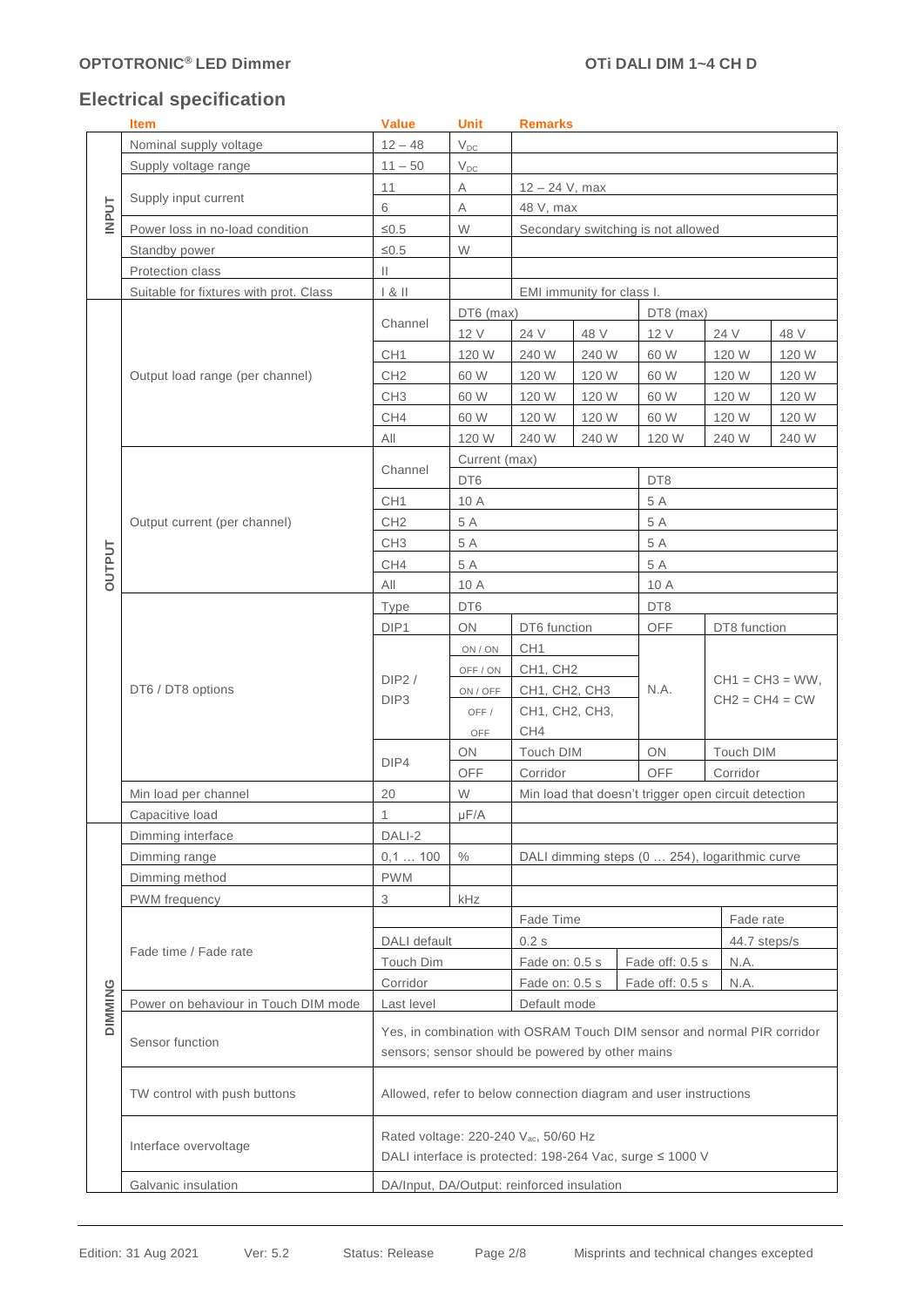## Electrical specification

| | Item | Value | Unit | Remarks | | | | | |
|---|---|---|---|---|---|---|---|---|---|
| INPUT | Nominal supply voltage | 12 – 48 | $V_{DC}$ | | | | | | |
| | Supply voltage range | 11 – 50 | $V_{DC}$ | | | | | | |
| | Supply input current | 11 | A | 12 – 24 V, max | | | | | |
| | | 6 | A | 48 V, max | | | | | |
| | Power loss in no-load condition | ≤0.5 | W | Secondary switching is not allowed | | | | | |
| | Standby power | ≤0.5 | W | | | | | | |
| | Protection class | II | | | | | | | |
| | Suitable for fixtures with prot. Class | I & II | | EMI immunity for class I. | | | | | |
| OUTPUT | Output load range (per channel) | Channel | DT6 (max) | | | DT8 (max) | | | |
| | | | 12 V | 24 V | 48 V | 12 V | 24 V | 48 V | |
| | | CH1 | 120 W | 240 W | 240 W | 60 W | 120 W | 120 W | |
| | | CH2 | 60 W | 120 W | 120 W | 60 W | 120 W | 120 W | |
| | | CH3 | 60 W | 120 W | 120 W | 60 W | 120 W | 120 W | |
| | | CH4 | 60 W | 120 W | 120 W | 60 W | 120 W | 120 W | |
| | | All | 120 W | 240 W | 240 W | 120 W | 240 W | 240 W | |
| | Output current (per channel) | Channel | Current (max) | | | | | | |
| | | | DT6 | | | DT8 | | | |
| | | CH1 | 10 A | | | 5 A | | | |
| | | CH2 | 5 A | | | 5 A | | | |
| | | CH3 | 5 A | | | 5 A | | | |
| | | CH4 | 5 A | | | 5 A | | | |
| | | All | 10 A | | | 10 A | | | |
| | DT6 / DT8 options | Type | DT6 | | | DT8 | | | |
| | | DIP1 | ON | DT6 function | | OFF | DT8 function | | |
| | | DIP2 / DIP3 | ON / ON | CH1 | | N.A. | CH1 = CH3 = WW, CH2 = CH4 = CW | | |
| | | | OFF / ON | CH1, CH2 | | | | | |
| | | | ON / OFF | CH1, CH2, CH3 | | | | | |
| | | | OFF / OFF | CH1, CH2, CH3, CH4 | | | | | |
| | | DIP4 | ON | Touch DIM | | ON | Touch DIM | | |
| | | | OFF | Corridor | | OFF | Corridor | | |
| | Min load per channel | 20 | W | Min load that doesn't trigger open circuit detection | | | | | |
| | Capacitive load | 1 | µF/A | | | | | | |
| DIMMING | Dimming interface | DALI-2 | | | | | | | |
| | Dimming range | 0,1 … 100 | % | DALI dimming steps (0 … 254), logarithmic curve | | | | | |
| | Dimming method | PWM | | | | | | | |
| | PWM frequency | 3 | kHz | | | | | | |
| | Fade time / Fade rate | | | Fade Time | | | Fade rate | | |
| | | DALI default | | 0.2 s | | | 44.7 steps/s | | |
| | | Touch Dim | | Fade on: 0.5 s | | Fade off: 0.5 s | N.A. | | |
| | | Corridor | | Fade on: 0.5 s | | Fade off: 0.5 s | N.A. | | |
| | Power on behaviour in Touch DIM mode | Last level | | Default mode | | | | | |
| | Sensor function | Yes, in combination with OSRAM Touch DIM sensor and normal PIR corridor sensors; sensor should be powered by other mains | | | | | | | |
| | TW control with push buttons | Allowed, refer to below connection diagram and user instructions | | | | | | | |
| | Interface overvoltage | Rated voltage: 220-240 $V_{ac}$, 50/60 Hz<br>DALI interface is protected: 198-264 Vac, surge ≤ 1000 V | | | | | | | |
| | Galvanic insulation | DA/Input, DA/Output: reinforced insulation | | | | | | | |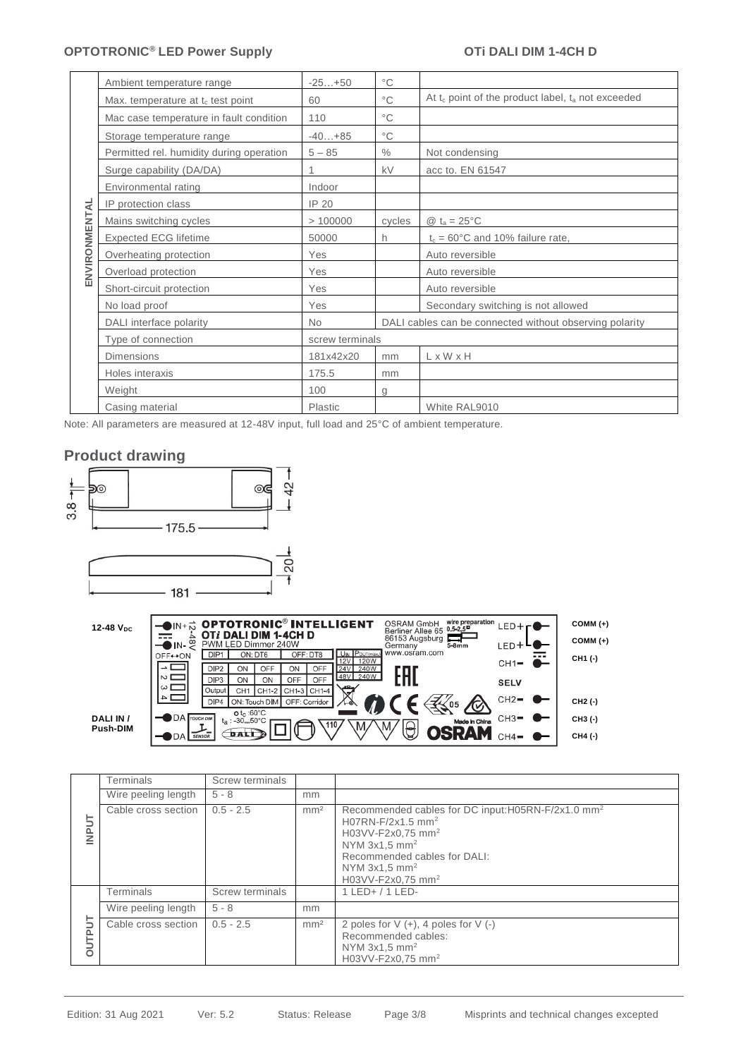| | | | | |
|---|---|---|---|---|
| ENVIRONMENTAL | Ambient temperature range | -25…+50 | °C | |
| | Max. temperature at $t_c$ test point | 60 | °C | At $t_c$ point of the product label, $t_a$ not exceeded |
| | Mac case temperature in fault condition | 110 | °C | |
| | Storage temperature range | -40…+85 | °C | |
| | Permitted rel. humidity during operation | 5 – 85 | % | Not condensing |
| | Surge capability (DA/DA) | 1 | kV | acc to. EN 61547 |
| | Environmental rating | Indoor | | |
| | IP protection class | IP 20 | | |
| | Mains switching cycles | > 100000 | cycles | @ $t_a$ = 25°C |
| | Expected ECG lifetime | 50000 | h | $t_c$ = 60°C and 10% failure rate, |
| | Overheating protection | Yes | | Auto reversible |
| | Overload protection | Yes | | Auto reversible |
| | Short-circuit protection | Yes | | Auto reversible |
| | No load proof | Yes | | Secondary switching is not allowed |
| | DALI interface polarity | No | DALI cables can be connected without observing polarity | |
| | Type of connection | screw terminals | | |
| | Dimensions | 181x42x20 | mm | L x W x H |
| | Holes interaxis | 175.5 | mm | |
| | Weight | 100 | g | |
| | Casing material | Plastic | | White RAL9010 |

Note: All parameters are measured at 12-48V input, full load and 25°C of ambient temperature.

## Product drawing

| | | | |
|---|---|---|---|
| INPUT | Terminals | Screw terminals | | |
| | Wire peeling length | 5 - 8 | mm | |
| | Cable cross section | 0.5 - 2.5 | mm² | Recommended cables for DC input:H05RN-F/2x1.0 mm²<br>H07RN-F/2x1.5 mm²<br>H03VV-F2x0,75 mm²<br>NYM 3x1,5 mm²<br>Recommended cables for DALI:<br>NYM 3x1,5 mm²<br>H03VV-F2x0,75 mm² |
| OUTPUT | Terminals | Screw terminals | | 1 LED+ / 1 LED- |
| | Wire peeling length | 5 - 8 | mm | |
| | Cable cross section | 0.5 - 2.5 | mm² | 2 poles for V (+), 4 poles for V (-)<br>Recommended cables:<br>NYM 3x1,5 mm²<br>H03VV-F2x0,75 mm² |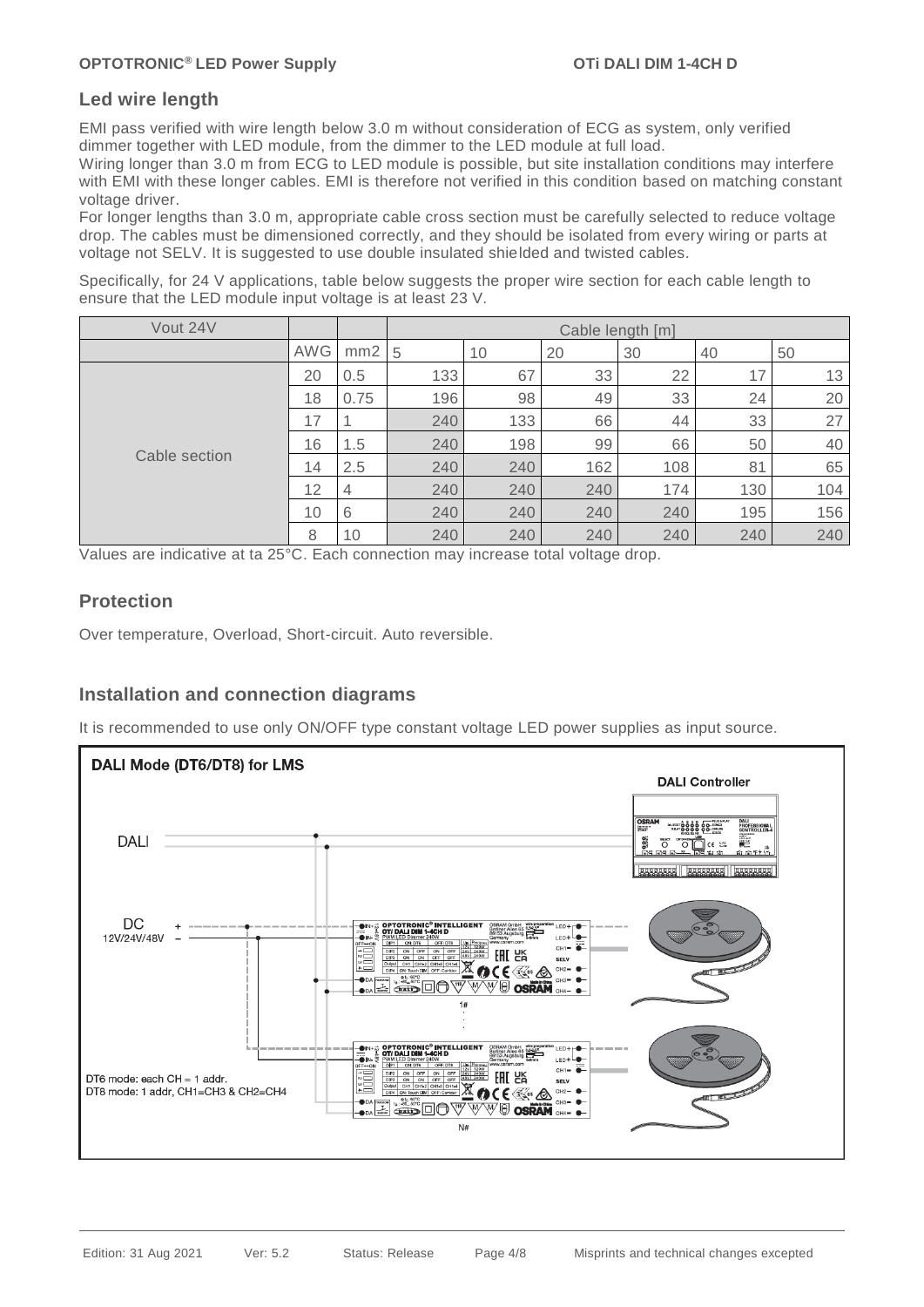## Led wire length

EMI pass verified with wire length below 3.0 m without consideration of ECG as system, only verified dimmer together with LED module, from the dimmer to the LED module at full load.
Wiring longer than 3.0 m from ECG to LED module is possible, but site installation conditions may interfere with EMI with these longer cables. EMI is therefore not verified in this condition based on matching constant voltage driver.
For longer lengths than 3.0 m, appropriate cable cross section must be carefully selected to reduce voltage drop. The cables must be dimensioned correctly, and they should be isolated from every wiring or parts at voltage not SELV. It is suggested to use double insulated shielded and twisted cables.

Specifically, for 24 V applications, table below suggests the proper wire section for each cable length to ensure that the LED module input voltage is at least 23 V.

| Vout 24V | | | Cable length [m] | | | | | |
|---|---|---|---|---|---|---|---|---|
| | AWG | mm2 | 5 | 10 | 20 | 30 | 40 | 50 |
| Cable section | 20 | 0.5 | 133 | 67 | 33 | 22 | 17 | 13 |
| | 18 | 0.75 | 196 | 98 | 49 | 33 | 24 | 20 |
| | 17 | 1 | 240 | 133 | 66 | 44 | 33 | 27 |
| | 16 | 1.5 | 240 | 198 | 99 | 66 | 50 | 40 |
| | 14 | 2.5 | 240 | 240 | 162 | 108 | 81 | 65 |
| | 12 | 4 | 240 | 240 | 240 | 174 | 130 | 104 |
| | 10 | 6 | 240 | 240 | 240 | 240 | 195 | 156 |
| | 8 | 10 | 240 | 240 | 240 | 240 | 240 | 240 |

Values are indicative at ta 25°C. Each connection may increase total voltage drop.

## Protection

Over temperature, Overload, Short-circuit. Auto reversible.

## Installation and connection diagrams

It is recommended to use only ON/OFF type constant voltage LED power supplies as input source.

**DALI Mode (DT6/DT8) for LMS**

DALI Controller

DALI

DC 12V/24V/48V + –

1#

N#

DT6 mode: each CH = 1 addr.
DT8 mode: 1 addr, CH1=CH3 & CH2=CH4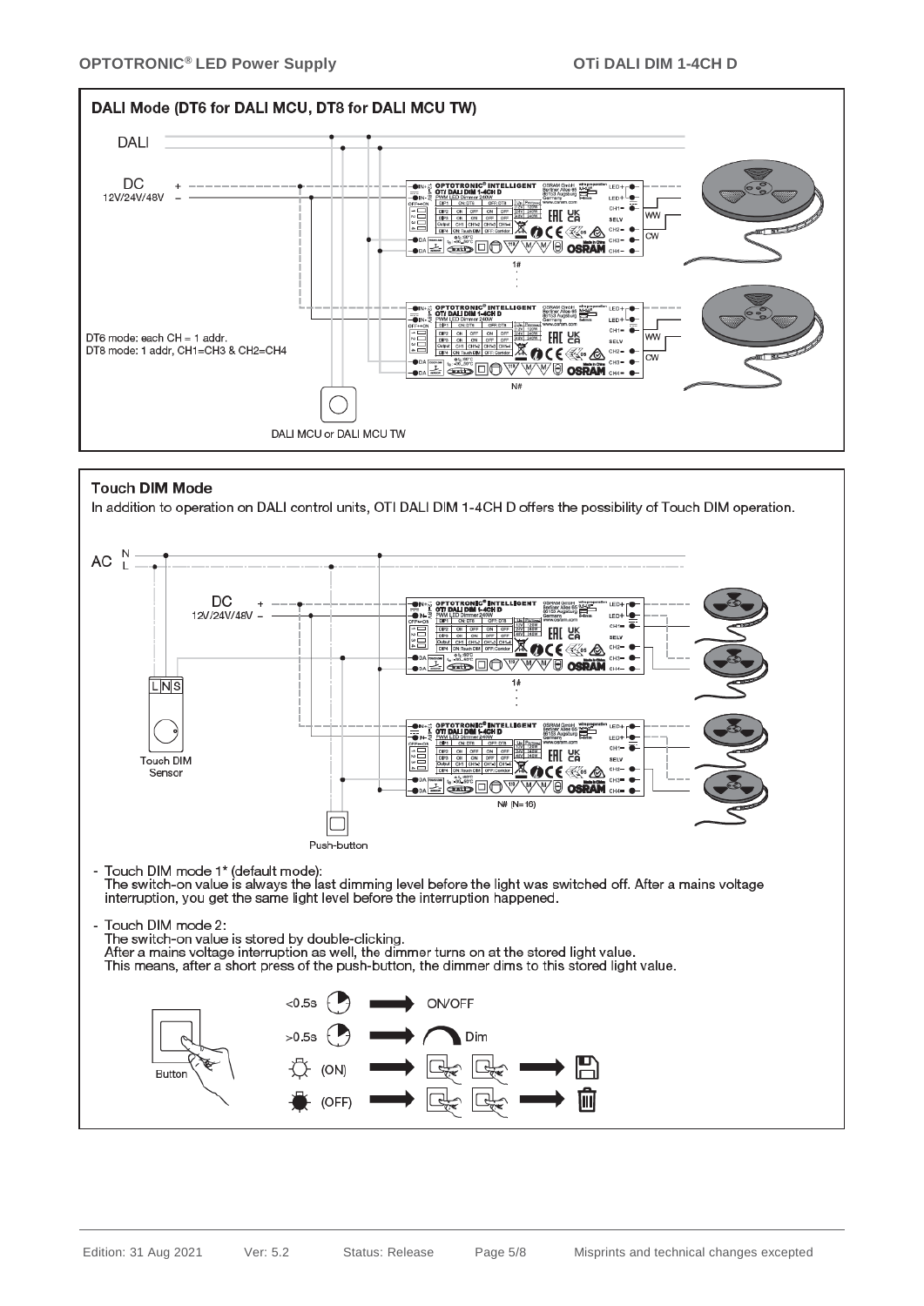## DALI Mode (DT6 for DALI MCU, DT8 for DALI MCU TW)

DALI

DC 12V/24V/48V + –

DT6 mode: each CH = 1 addr.
DT8 mode: 1 addr, CH1=CH3 & CH2=CH4

1#

N#

WW

CW

DALI MCU or DALI MCU TW

## Touch DIM Mode

In addition to operation on DALI control units, OTI DALI DIM 1-4CH D offers the possibility of Touch DIM operation.

AC N L

DC 12V/24V/48V + –

Touch DIM Sensor

1#

N# (N=16)

Push-button

- Touch DIM mode 1* (default mode):
  The switch-on value is always the last dimming level before the light was switched off. After a mains voltage interruption, you get the same light level before the interruption happened.

- Touch DIM mode 2:
  The switch-on value is stored by double-clicking.
  After a mains voltage interruption as well, the dimmer turns on at the stored light value.
  This means, after a short press of the push-button, the dimmer dims to this stored light value.

Button

<0.5s → ON/OFF

>0.5s → Dim

(ON) → double-click → save

(OFF) → double-click → delete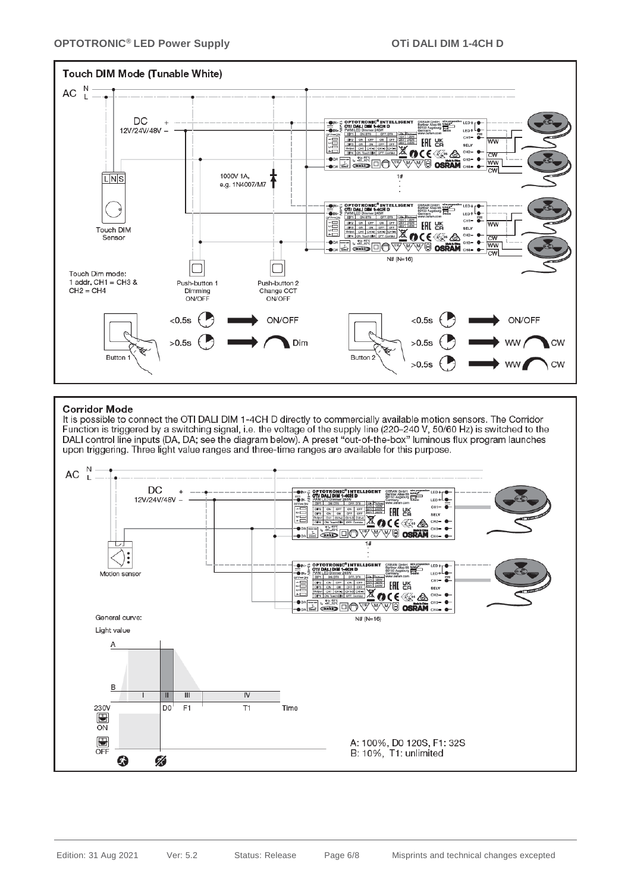## Touch DIM Mode (Tunable White)

AC N L

DC 12V/24V/48V

1000V 1A, e.g. 1N4007/M7

Touch DIM Sensor

Touch Dim mode: 1 addr, CH1 = CH3 & CH2 = CH4

Push-button 1 Dimming ON/OFF

Push-button 2 Change CCT ON/OFF

1#

N# (N=16)

Button 1: <0.5s → ON/OFF; >0.5s → Dim

Button 2: <0.5s → ON/OFF; >0.5s → WW CW; >0.5s → WW CW

## Corridor Mode

It is possible to connect the OTI DALI DIM 1-4CH D directly to commercially available motion sensors. The Corridor Function is triggered by a switching signal, i.e. the voltage of the supply line (220–240 V, 50/60 Hz) is switched to the DALI control line inputs (DA, DA; see the diagram below). A preset "out-of-the-box" luminous flux program launches upon triggering. Three light value ranges and three-time ranges are available for this purpose.

AC N L

DC 12V/24V/48V

Motion sensor

1#

N# (N=16)

General curve:

Light value

A, B

I, II, III, IV

230V ON / OFF

D0, F1, T1, Time

A: 100%, D0 120S, F1: 32S
B: 10%, T1: unlimited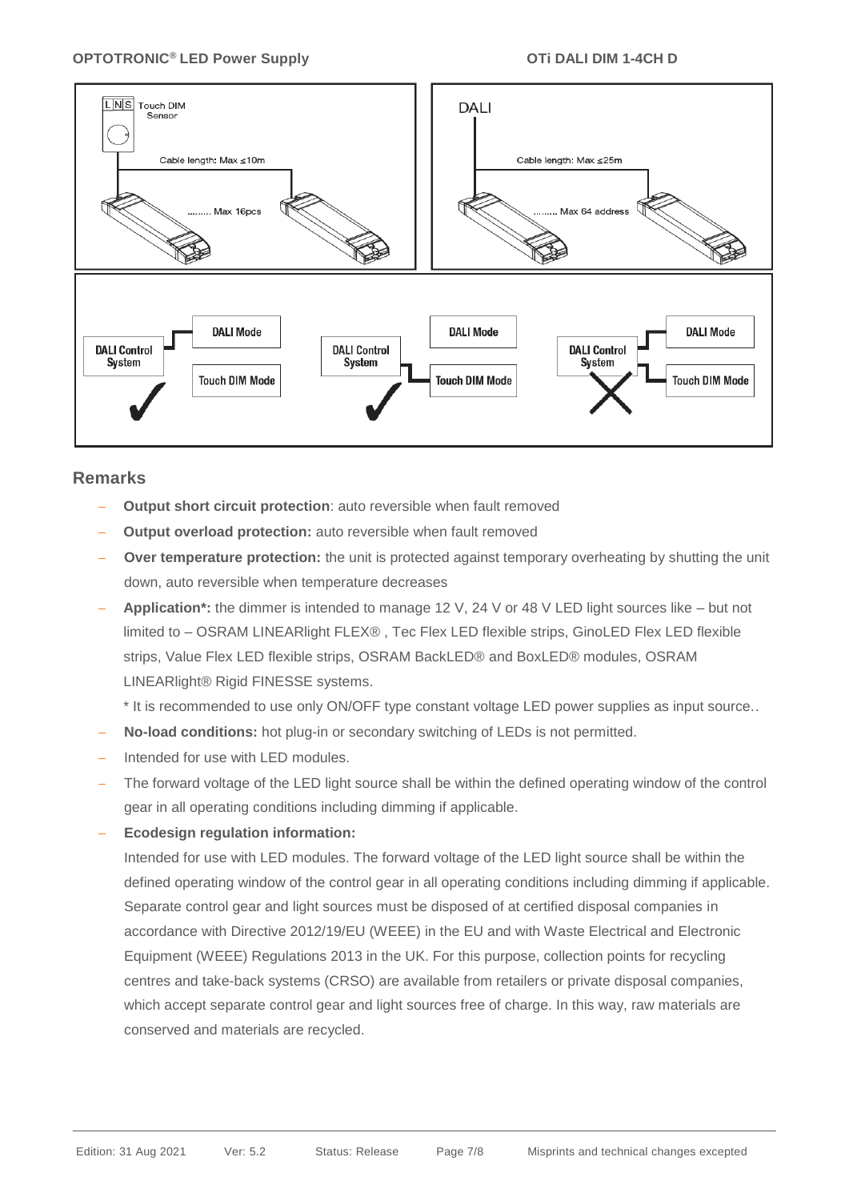L N S Touch DIM Sensor

Cable length: Max ≤10m

......... Max 16pcs

DALI

Cable length: Max ≤25m

......... Max 64 address

DALI Control System — DALI Mode ✓

DALI Control System — Touch DIM Mode ✓

DALI Control System — DALI Mode + Touch DIM Mode ✗

## Remarks

- **Output short circuit protection**: auto reversible when fault removed
- **Output overload protection:** auto reversible when fault removed
- **Over temperature protection:** the unit is protected against temporary overheating by shutting the unit down, auto reversible when temperature decreases
- **Application*:** the dimmer is intended to manage 12 V, 24 V or 48 V LED light sources like – but not limited to – OSRAM LINEARlight FLEX® , Tec Flex LED flexible strips, GinoLED Flex LED flexible strips, Value Flex LED flexible strips, OSRAM BackLED® and BoxLED® modules, OSRAM LINEARlight® Rigid FINESSE systems.

  * It is recommended to use only ON/OFF type constant voltage LED power supplies as input source..
- **No-load conditions:** hot plug-in or secondary switching of LEDs is not permitted.
- Intended for use with LED modules.
- The forward voltage of the LED light source shall be within the defined operating window of the control gear in all operating conditions including dimming if applicable.
- **Ecodesign regulation information:**

  Intended for use with LED modules. The forward voltage of the LED light source shall be within the defined operating window of the control gear in all operating conditions including dimming if applicable. Separate control gear and light sources must be disposed of at certified disposal companies in accordance with Directive 2012/19/EU (WEEE) in the EU and with Waste Electrical and Electronic Equipment (WEEE) Regulations 2013 in the UK. For this purpose, collection points for recycling centres and take-back systems (CRSO) are available from retailers or private disposal companies, which accept separate control gear and light sources free of charge. In this way, raw materials are conserved and materials are recycled.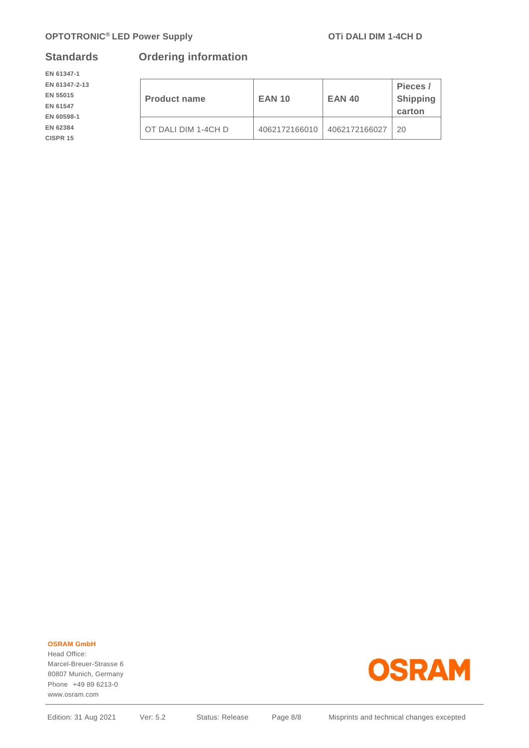## Standards

**EN 61347-1**
**EN 61347-2-13**
**EN 55015**
**EN 61547**
**EN 60598-1**
**EN 62384**
**CISPR 15**

## Ordering information

| Product name | EAN 10 | EAN 40 | Pieces / Shipping carton |
|---|---|---|---|
| OT DALI DIM 1-4CH D | 4062172166010 | 4062172166027 | 20 |

**OSRAM GmbH**
Head Office:
Marcel-Breuer-Strasse 6
80807 Munich, Germany
Phone +49 89 6213-0
www.osram.com

Edition: 31 Aug 2021 Ver: 5.2 Status: Release Misprints and technical changes excepted